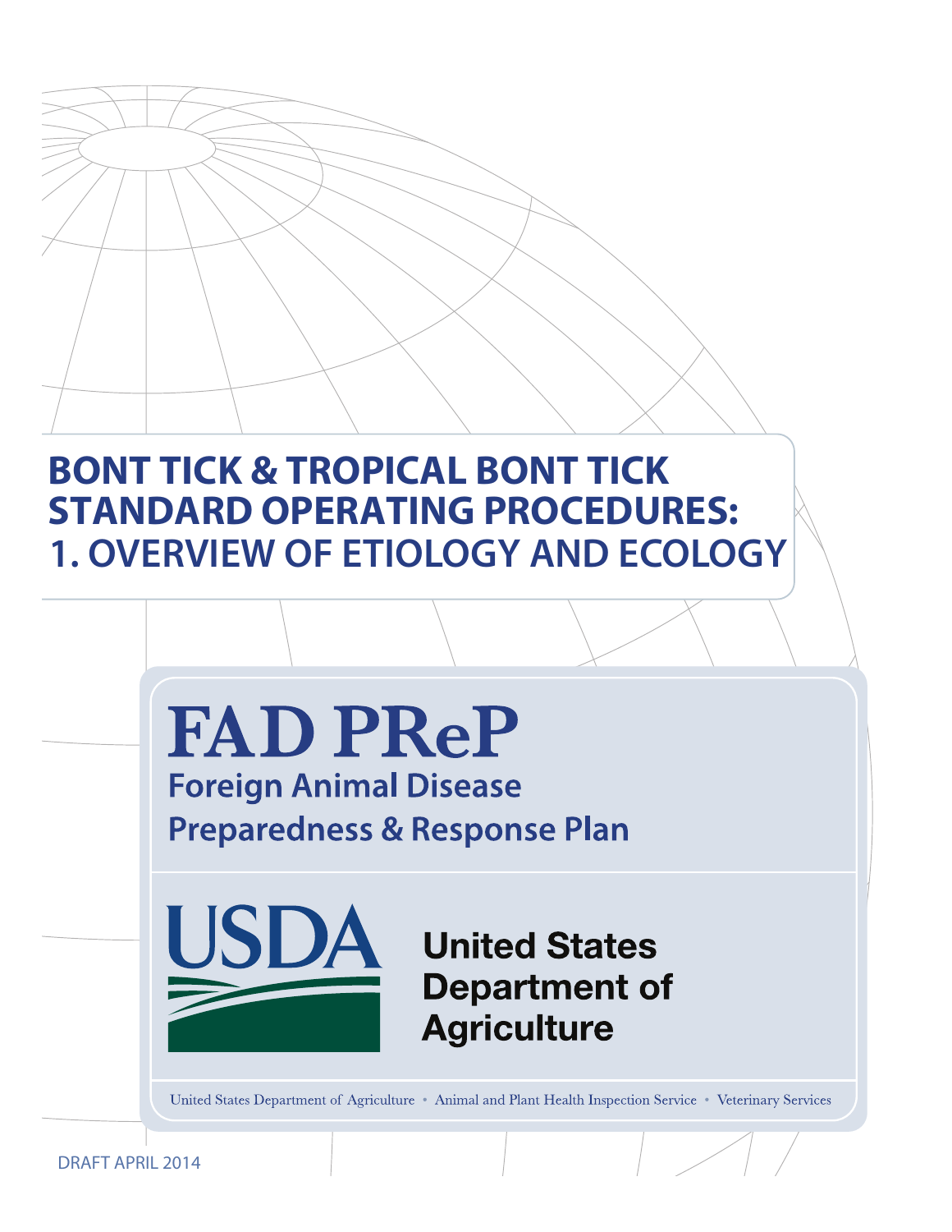# BONT TICK & TROPICAL BONT TICK STANDARD OPERATING PROCEDURES: 1. OVERVIEW OF ETIOLOGY AND ECOLOGY

**FAD PReP**

**Foreign Animal Disease Preparedness & Response Plan**

USDA

United States Department of Agriculture

United States Department of Agriculture • Animal and Plant Health Inspection Service • Veterinary Services

DRAFT APRIL 2014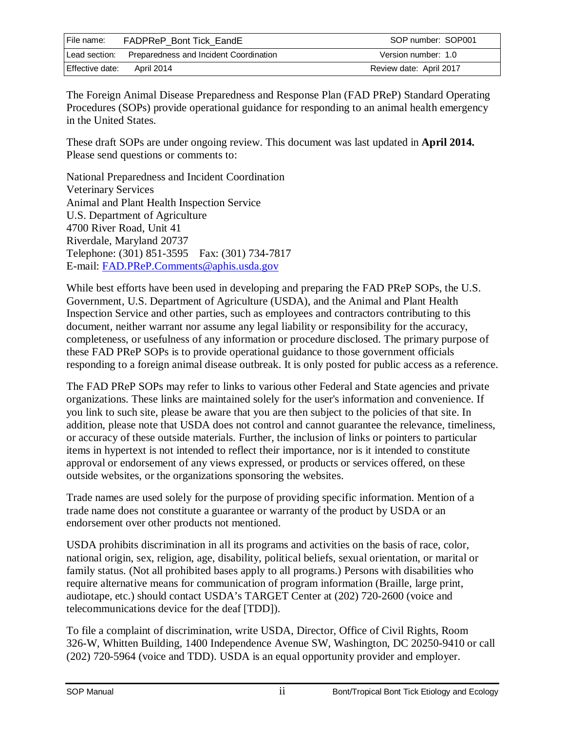| File name: | FADPReP_Bont Tick_EandE | SOP number: SOP001 |
|---|---|---|
| Lead section: | Preparedness and Incident Coordination | Version number: 1.0 |
| Effective date: | April 2014 | Review date: April 2017 |

The Foreign Animal Disease Preparedness and Response Plan (FAD PReP) Standard Operating Procedures (SOPs) provide operational guidance for responding to an animal health emergency in the United States.

These draft SOPs are under ongoing review. This document was last updated in **April 2014.** Please send questions or comments to:

National Preparedness and Incident Coordination
Veterinary Services
Animal and Plant Health Inspection Service
U.S. Department of Agriculture
4700 River Road, Unit 41
Riverdale, Maryland 20737
Telephone: (301) 851-3595 Fax: (301) 734-7817
E-mail: [FAD.PReP.Comments@aphis.usda.gov](mailto:FAD.PReP.Comments@aphis.usda.gov)

While best efforts have been used in developing and preparing the FAD PReP SOPs, the U.S. Government, U.S. Department of Agriculture (USDA), and the Animal and Plant Health Inspection Service and other parties, such as employees and contractors contributing to this document, neither warrant nor assume any legal liability or responsibility for the accuracy, completeness, or usefulness of any information or procedure disclosed. The primary purpose of these FAD PReP SOPs is to provide operational guidance to those government officials responding to a foreign animal disease outbreak. It is only posted for public access as a reference.

The FAD PReP SOPs may refer to links to various other Federal and State agencies and private organizations. These links are maintained solely for the user's information and convenience. If you link to such site, please be aware that you are then subject to the policies of that site. In addition, please note that USDA does not control and cannot guarantee the relevance, timeliness, or accuracy of these outside materials. Further, the inclusion of links or pointers to particular items in hypertext is not intended to reflect their importance, nor is it intended to constitute approval or endorsement of any views expressed, or products or services offered, on these outside websites, or the organizations sponsoring the websites.

Trade names are used solely for the purpose of providing specific information. Mention of a trade name does not constitute a guarantee or warranty of the product by USDA or an endorsement over other products not mentioned.

USDA prohibits discrimination in all its programs and activities on the basis of race, color, national origin, sex, religion, age, disability, political beliefs, sexual orientation, or marital or family status. (Not all prohibited bases apply to all programs.) Persons with disabilities who require alternative means for communication of program information (Braille, large print, audiotape, etc.) should contact USDA's TARGET Center at (202) 720-2600 (voice and telecommunications device for the deaf [TDD]).

To file a complaint of discrimination, write USDA, Director, Office of Civil Rights, Room 326-W, Whitten Building, 1400 Independence Avenue SW, Washington, DC 20250-9410 or call (202) 720-5964 (voice and TDD). USDA is an equal opportunity provider and employer.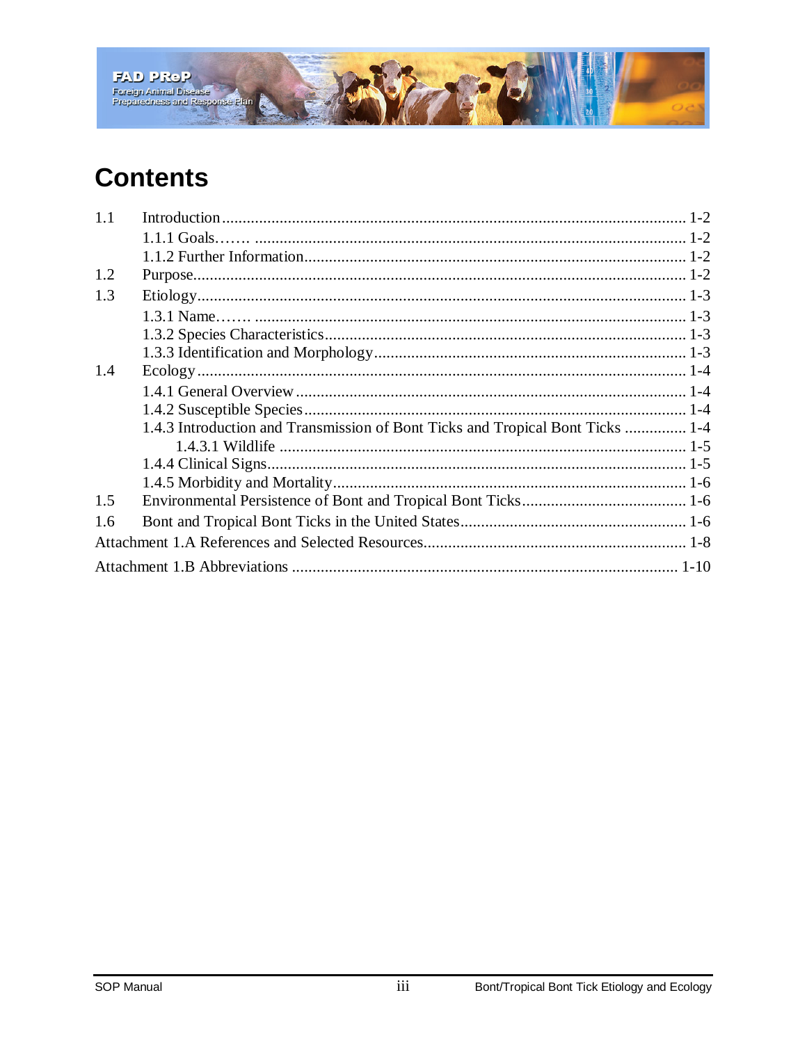# Contents

1.1 Introduction ........................................................................................................ 1-2
- 1.1.1 Goals....... ...................................................................................... 1-2
- 1.1.2 Further Information........................................................................ 1-2

1.2 Purpose................................................................................................................ 1-2

1.3 Etiology................................................................................................................ 1-3
- 1.3.1 Name....... ......................................................................................... 1-3
- 1.3.2 Species Characteristics.................................................................. 1-3
- 1.3.3 Identification and Morphology....................................................... 1-3

1.4 Ecology................................................................................................................ 1-4
- 1.4.1 General Overview .......................................................................... 1-4
- 1.4.2 Susceptible Species ....................................................................... 1-4
- 1.4.3 Introduction and Transmission of Bont Ticks and Tropical Bont Ticks ............... 1-4
  - 1.4.3.1 Wildlife ................................................................................ 1-5
- 1.4.4 Clinical Signs.................................................................................. 1-5
- 1.4.5 Morbidity and Mortality.................................................................. 1-6

1.5 Environmental Persistence of Bont and Tropical Bont Ticks........................................ 1-6

1.6 Bont and Tropical Bont Ticks in the United States....................................................... 1-6

Attachment 1.A References and Selected Resources............................................................... 1-8

Attachment 1.B Abbreviations .............................................................................................. 1-10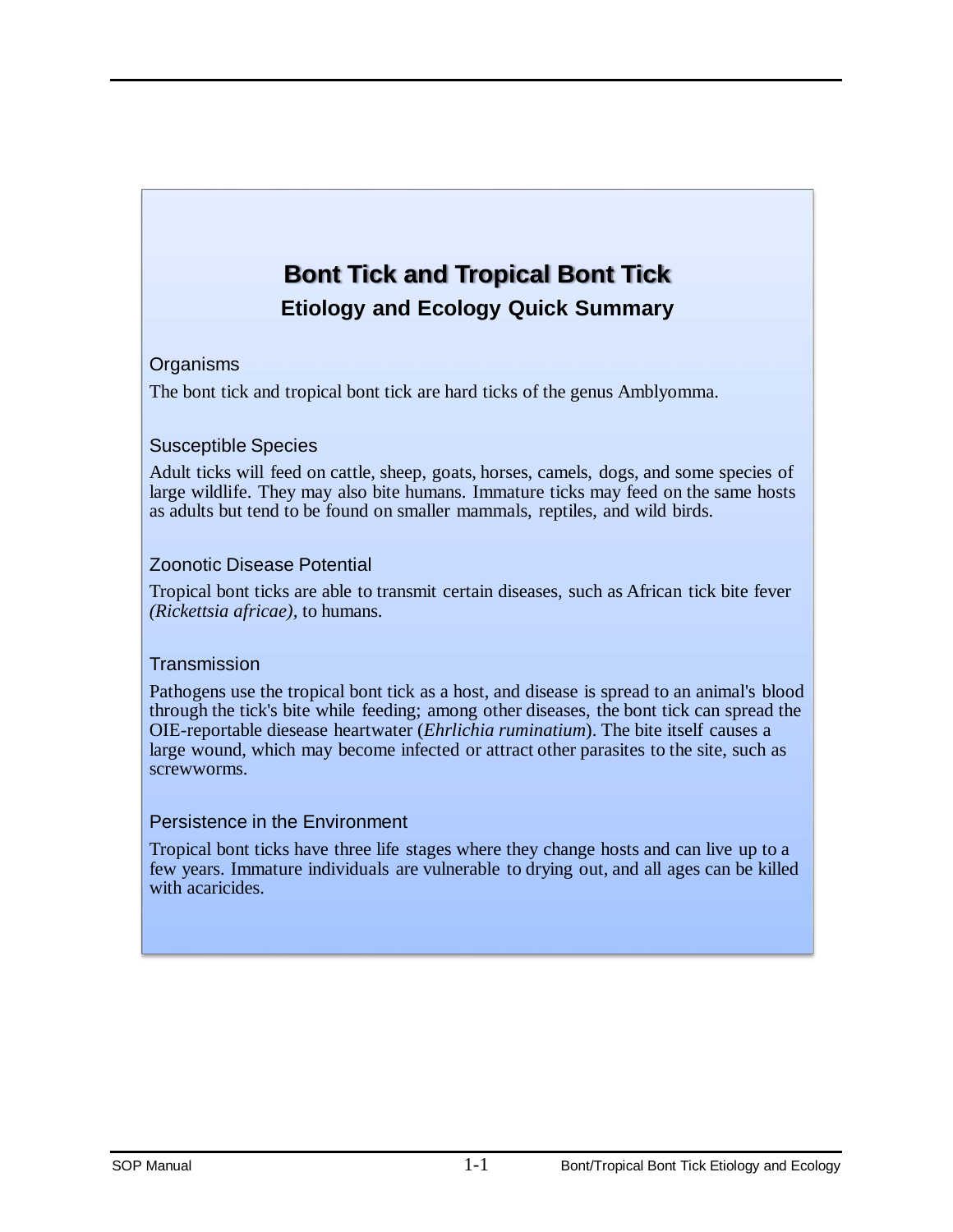# Bont Tick and Tropical Bont Tick

## Etiology and Ecology Quick Summary

### Organisms

The bont tick and tropical bont tick are hard ticks of the genus Amblyomma.

### Susceptible Species

Adult ticks will feed on cattle, sheep, goats, horses, camels, dogs, and some species of large wildlife. They may also bite humans. Immature ticks may feed on the same hosts as adults but tend to be found on smaller mammals, reptiles, and wild birds.

### Zoonotic Disease Potential

Tropical bont ticks are able to transmit certain diseases, such as African tick bite fever *(Rickettsia africae)*, to humans.

### Transmission

Pathogens use the tropical bont tick as a host, and disease is spread to an animal's blood through the tick's bite while feeding; among other diseases, the bont tick can spread the OIE-reportable diesease heartwater (*Ehrlichia ruminatium*). The bite itself causes a large wound, which may become infected or attract other parasites to the site, such as screwworms.

### Persistence in the Environment

Tropical bont ticks have three life stages where they change hosts and can live up to a few years. Immature individuals are vulnerable to drying out, and all ages can be killed with acaricides.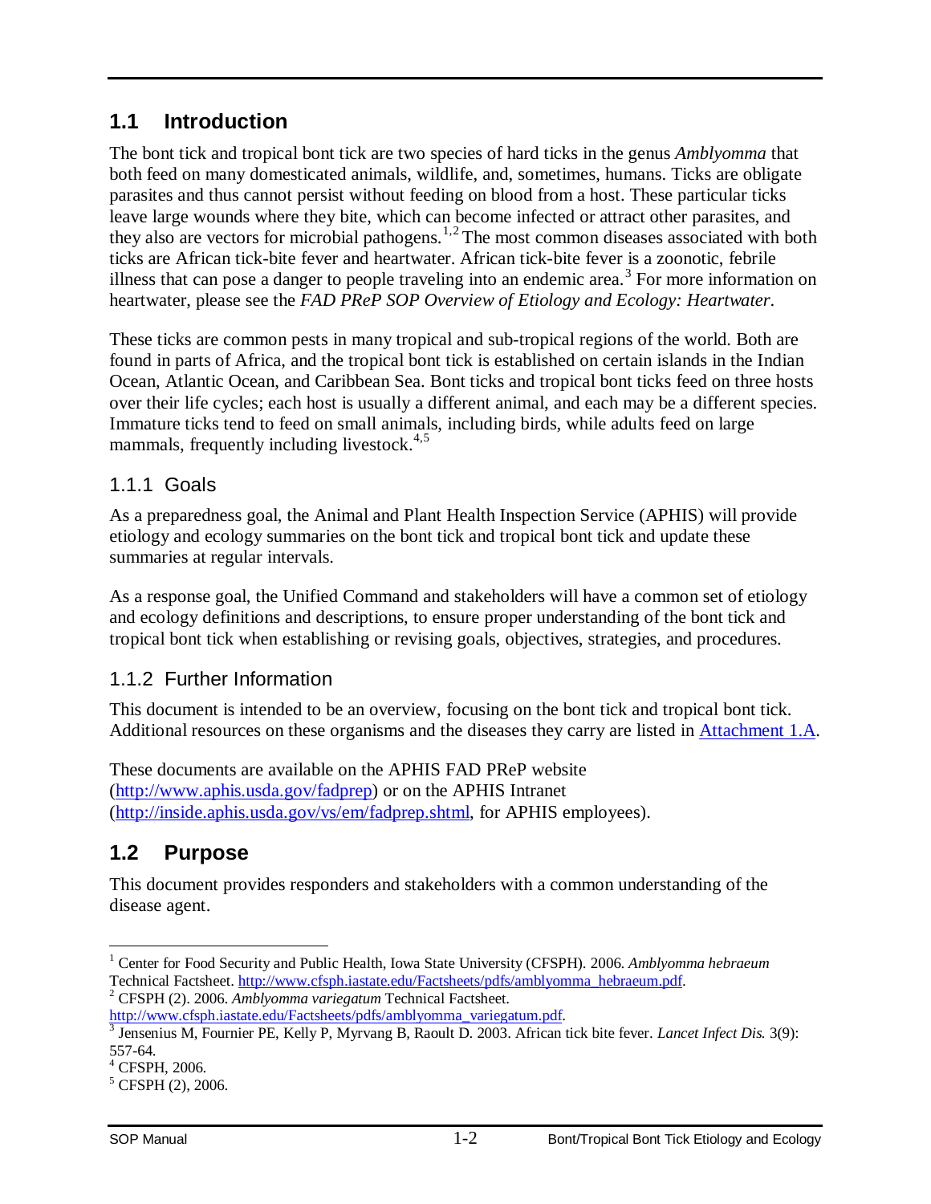## 1.1 Introduction

The bont tick and tropical bont tick are two species of hard ticks in the genus *Amblyomma* that both feed on many domesticated animals, wildlife, and, sometimes, humans. Ticks are obligate parasites and thus cannot persist without feeding on blood from a host. These particular ticks leave large wounds where they bite, which can become infected or attract other parasites, and they also are vectors for microbial pathogens.[1,2] The most common diseases associated with both ticks are African tick-bite fever and heartwater. African tick-bite fever is a zoonotic, febrile illness that can pose a danger to people traveling into an endemic area.[3] For more information on heartwater, please see the *FAD PReP SOP Overview of Etiology and Ecology: Heartwater*.

These ticks are common pests in many tropical and sub-tropical regions of the world. Both are found in parts of Africa, and the tropical bont tick is established on certain islands in the Indian Ocean, Atlantic Ocean, and Caribbean Sea. Bont ticks and tropical bont ticks feed on three hosts over their life cycles; each host is usually a different animal, and each may be a different species. Immature ticks tend to feed on small animals, including birds, while adults feed on large mammals, frequently including livestock.[4,5]

### 1.1.1 Goals

As a preparedness goal, the Animal and Plant Health Inspection Service (APHIS) will provide etiology and ecology summaries on the bont tick and tropical bont tick and update these summaries at regular intervals.

As a response goal, the Unified Command and stakeholders will have a common set of etiology and ecology definitions and descriptions, to ensure proper understanding of the bont tick and tropical bont tick when establishing or revising goals, objectives, strategies, and procedures.

### 1.1.2 Further Information

This document is intended to be an overview, focusing on the bont tick and tropical bont tick. Additional resources on these organisms and the diseases they carry are listed in Attachment 1.A.

These documents are available on the APHIS FAD PReP website (http://www.aphis.usda.gov/fadprep) or on the APHIS Intranet (http://inside.aphis.usda.gov/vs/em/fadprep.shtml, for APHIS employees).

## 1.2 Purpose

This document provides responders and stakeholders with a common understanding of the disease agent.

---

[1] Center for Food Security and Public Health, Iowa State University (CFSPH). 2006. *Amblyomma hebraeum* Technical Factsheet. http://www.cfsph.iastate.edu/Factsheets/pdfs/amblyomma_hebraeum.pdf.

[2] CFSPH (2). 2006. *Amblyomma variegatum* Technical Factsheet. http://www.cfsph.iastate.edu/Factsheets/pdfs/amblyomma_variegatum.pdf.

[3] Jensenius M, Fournier PE, Kelly P, Myrvang B, Raoult D. 2003. African tick bite fever. *Lancet Infect Dis.* 3(9): 557-64.

[4] CFSPH, 2006.

[5] CFSPH (2), 2006.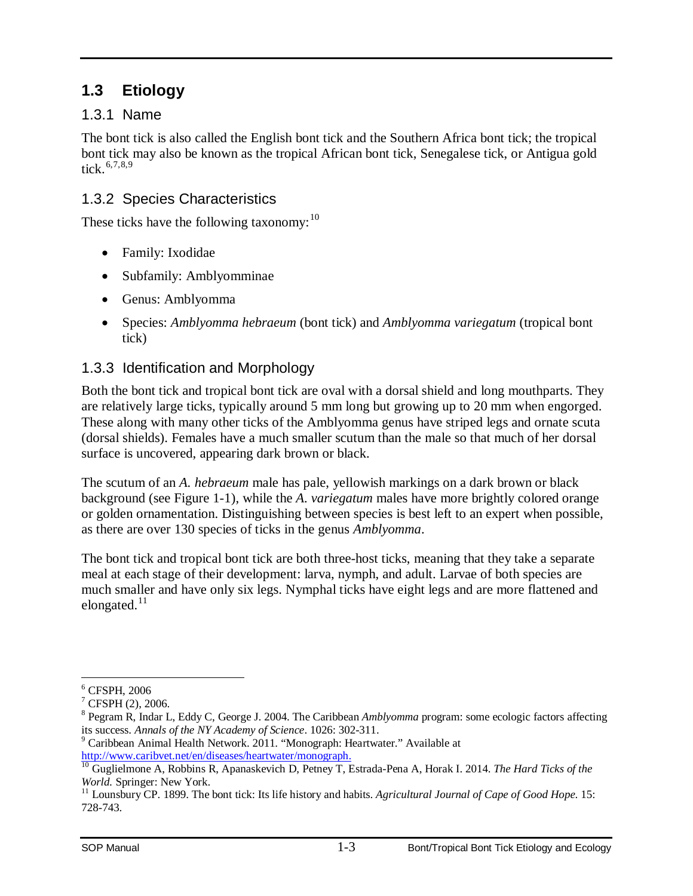## 1.3 Etiology

### 1.3.1 Name

The bont tick is also called the English bont tick and the Southern Africa bont tick; the tropical bont tick may also be known as the tropical African bont tick, Senegalese tick, or Antigua gold tick.[6,7,8,9]

### 1.3.2 Species Characteristics

These ticks have the following taxonomy:[10]

- Family: Ixodidae
- Subfamily: Amblyomminae
- Genus: Amblyomma
- Species: *Amblyomma hebraeum* (bont tick) and *Amblyomma variegatum* (tropical bont tick)

### 1.3.3 Identification and Morphology

Both the bont tick and tropical bont tick are oval with a dorsal shield and long mouthparts. They are relatively large ticks, typically around 5 mm long but growing up to 20 mm when engorged. These along with many other ticks of the Amblyomma genus have striped legs and ornate scuta (dorsal shields). Females have a much smaller scutum than the male so that much of her dorsal surface is uncovered, appearing dark brown or black.

The scutum of an *A. hebraeum* male has pale, yellowish markings on a dark brown or black background (see Figure 1-1), while the *A. variegatum* males have more brightly colored orange or golden ornamentation. Distinguishing between species is best left to an expert when possible, as there are over 130 species of ticks in the genus *Amblyomma*.

The bont tick and tropical bont tick are both three-host ticks, meaning that they take a separate meal at each stage of their development: larva, nymph, and adult. Larvae of both species are much smaller and have only six legs. Nymphal ticks have eight legs and are more flattened and elongated.[11]

---

[6] CFSPH, 2006

[7] CFSPH (2), 2006.

[8] Pegram R, Indar L, Eddy C, George J. 2004. The Caribbean *Amblyomma* program: some ecologic factors affecting its success. *Annals of the NY Academy of Science*. 1026: 302-311.

[9] Caribbean Animal Health Network. 2011. "Monograph: Heartwater." Available at http://www.caribvet.net/en/diseases/heartwater/monograph.

[10] Guglielmone A, Robbins R, Apanaskevich D, Petney T, Estrada-Pena A, Horak I. 2014. *The Hard Ticks of the World.* Springer: New York.

[11] Lounsbury CP. 1899. The bont tick: Its life history and habits. *Agricultural Journal of Cape of Good Hope.* 15: 728-743.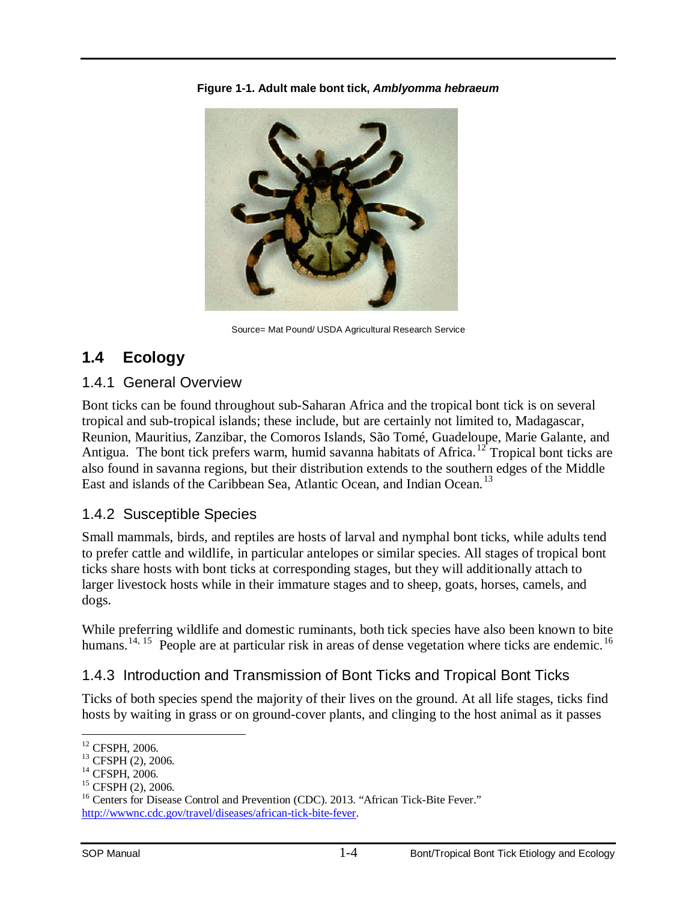**Figure 1-1. Adult male bont tick, *Amblyomma hebraeum***

Source= Mat Pound/ USDA Agricultural Research Service

## 1.4 Ecology

### 1.4.1 General Overview

Bont ticks can be found throughout sub-Saharan Africa and the tropical bont tick is on several tropical and sub-tropical islands; these include, but are certainly not limited to, Madagascar, Reunion, Mauritius, Zanzibar, the Comoros Islands, São Tomé, Guadeloupe, Marie Galante, and Antigua. The bont tick prefers warm, humid savanna habitats of Africa.[12] Tropical bont ticks are also found in savanna regions, but their distribution extends to the southern edges of the Middle East and islands of the Caribbean Sea, Atlantic Ocean, and Indian Ocean.[13]

### 1.4.2 Susceptible Species

Small mammals, birds, and reptiles are hosts of larval and nymphal bont ticks, while adults tend to prefer cattle and wildlife, in particular antelopes or similar species. All stages of tropical bont ticks share hosts with bont ticks at corresponding stages, but they will additionally attach to larger livestock hosts while in their immature stages and to sheep, goats, horses, camels, and dogs.

While preferring wildlife and domestic ruminants, both tick species have also been known to bite humans.[14, 15] People are at particular risk in areas of dense vegetation where ticks are endemic.[16]

### 1.4.3 Introduction and Transmission of Bont Ticks and Tropical Bont Ticks

Ticks of both species spend the majority of their lives on the ground. At all life stages, ticks find hosts by waiting in grass or on ground-cover plants, and clinging to the host animal as it passes

---

[12] CFSPH, 2006.
[13] CFSPH (2), 2006.
[14] CFSPH, 2006.
[15] CFSPH (2), 2006.
[16] Centers for Disease Control and Prevention (CDC). 2013. "African Tick-Bite Fever." http://wwwnc.cdc.gov/travel/diseases/african-tick-bite-fever.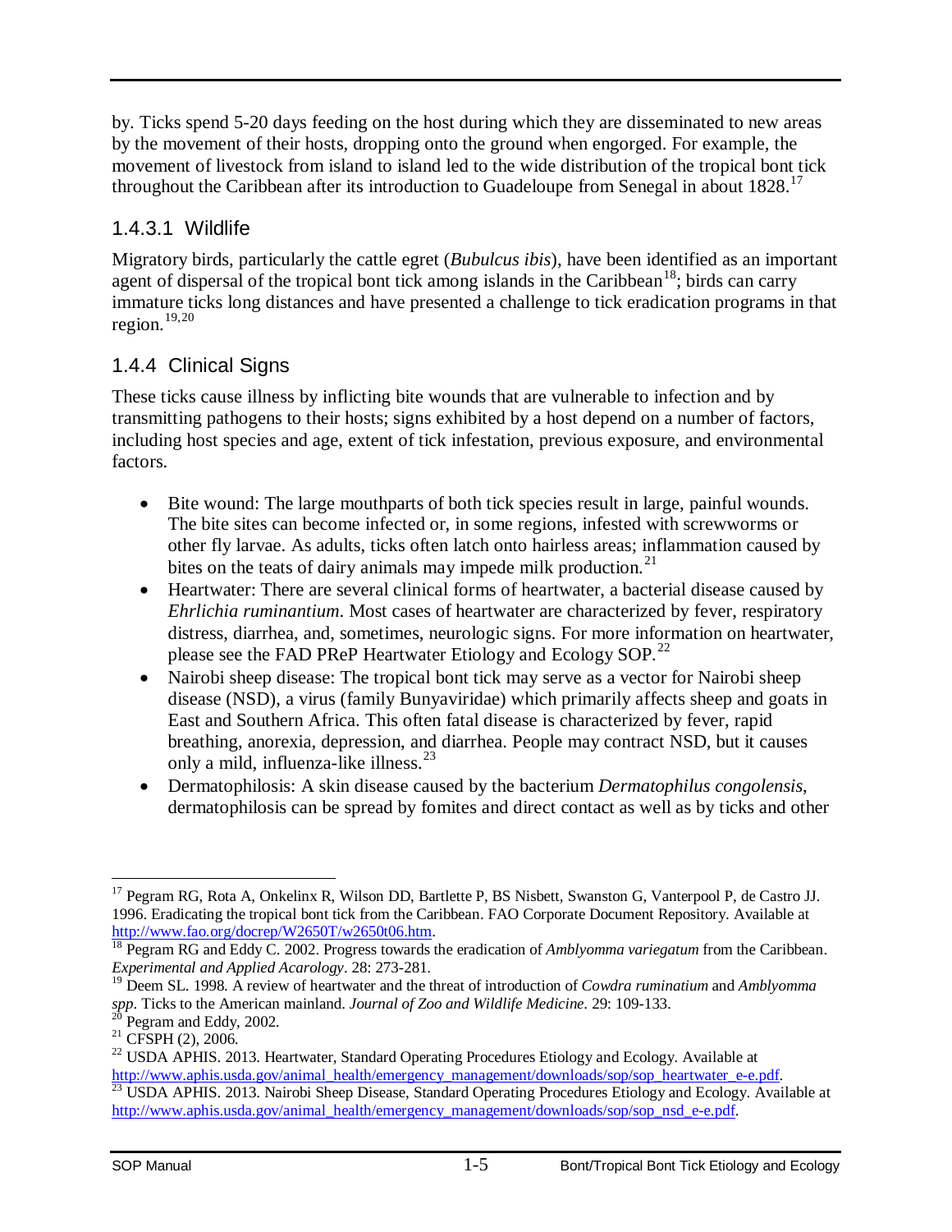by. Ticks spend 5-20 days feeding on the host during which they are disseminated to new areas by the movement of their hosts, dropping onto the ground when engorged. For example, the movement of livestock from island to island led to the wide distribution of the tropical bont tick throughout the Caribbean after its introduction to Guadeloupe from Senegal in about 1828.[17]

### 1.4.3.1 Wildlife

Migratory birds, particularly the cattle egret (*Bubulcus ibis*), have been identified as an important agent of dispersal of the tropical bont tick among islands in the Caribbean[18]; birds can carry immature ticks long distances and have presented a challenge to tick eradication programs in that region.[19,20]

## 1.4.4 Clinical Signs

These ticks cause illness by inflicting bite wounds that are vulnerable to infection and by transmitting pathogens to their hosts; signs exhibited by a host depend on a number of factors, including host species and age, extent of tick infestation, previous exposure, and environmental factors.

- Bite wound: The large mouthparts of both tick species result in large, painful wounds. The bite sites can become infected or, in some regions, infested with screwworms or other fly larvae. As adults, ticks often latch onto hairless areas; inflammation caused by bites on the teats of dairy animals may impede milk production.[21]
- Heartwater: There are several clinical forms of heartwater, a bacterial disease caused by *Ehrlichia ruminantium*. Most cases of heartwater are characterized by fever, respiratory distress, diarrhea, and, sometimes, neurologic signs. For more information on heartwater, please see the FAD PReP Heartwater Etiology and Ecology SOP.[22]
- Nairobi sheep disease: The tropical bont tick may serve as a vector for Nairobi sheep disease (NSD), a virus (family Bunyaviridae) which primarily affects sheep and goats in East and Southern Africa. This often fatal disease is characterized by fever, rapid breathing, anorexia, depression, and diarrhea. People may contract NSD, but it causes only a mild, influenza-like illness.[23]
- Dermatophilosis: A skin disease caused by the bacterium *Dermatophilus congolensis*, dermatophilosis can be spread by fomites and direct contact as well as by ticks and other

---

[17] Pegram RG, Rota A, Onkelinx R, Wilson DD, Bartlette P, BS Nisbett, Swanston G, Vanterpool P, de Castro JJ. 1996. Eradicating the tropical bont tick from the Caribbean. FAO Corporate Document Repository. Available at http://www.fao.org/docrep/W2650T/w2650t06.htm.

[18] Pegram RG and Eddy C. 2002. Progress towards the eradication of *Amblyomma variegatum* from the Caribbean. *Experimental and Applied Acarology*. 28: 273-281.

[19] Deem SL. 1998. A review of heartwater and the threat of introduction of *Cowdra ruminatium* and *Amblyomma spp*. Ticks to the American mainland. *Journal of Zoo and Wildlife Medicine*. 29: 109-133.

[20] Pegram and Eddy, 2002.

[21] CFSPH (2), 2006.

[22] USDA APHIS. 2013. Heartwater, Standard Operating Procedures Etiology and Ecology. Available at http://www.aphis.usda.gov/animal_health/emergency_management/downloads/sop/sop_heartwater_e-e.pdf.

[23] USDA APHIS. 2013. Nairobi Sheep Disease, Standard Operating Procedures Etiology and Ecology. Available at http://www.aphis.usda.gov/animal_health/emergency_management/downloads/sop/sop_nsd_e-e.pdf.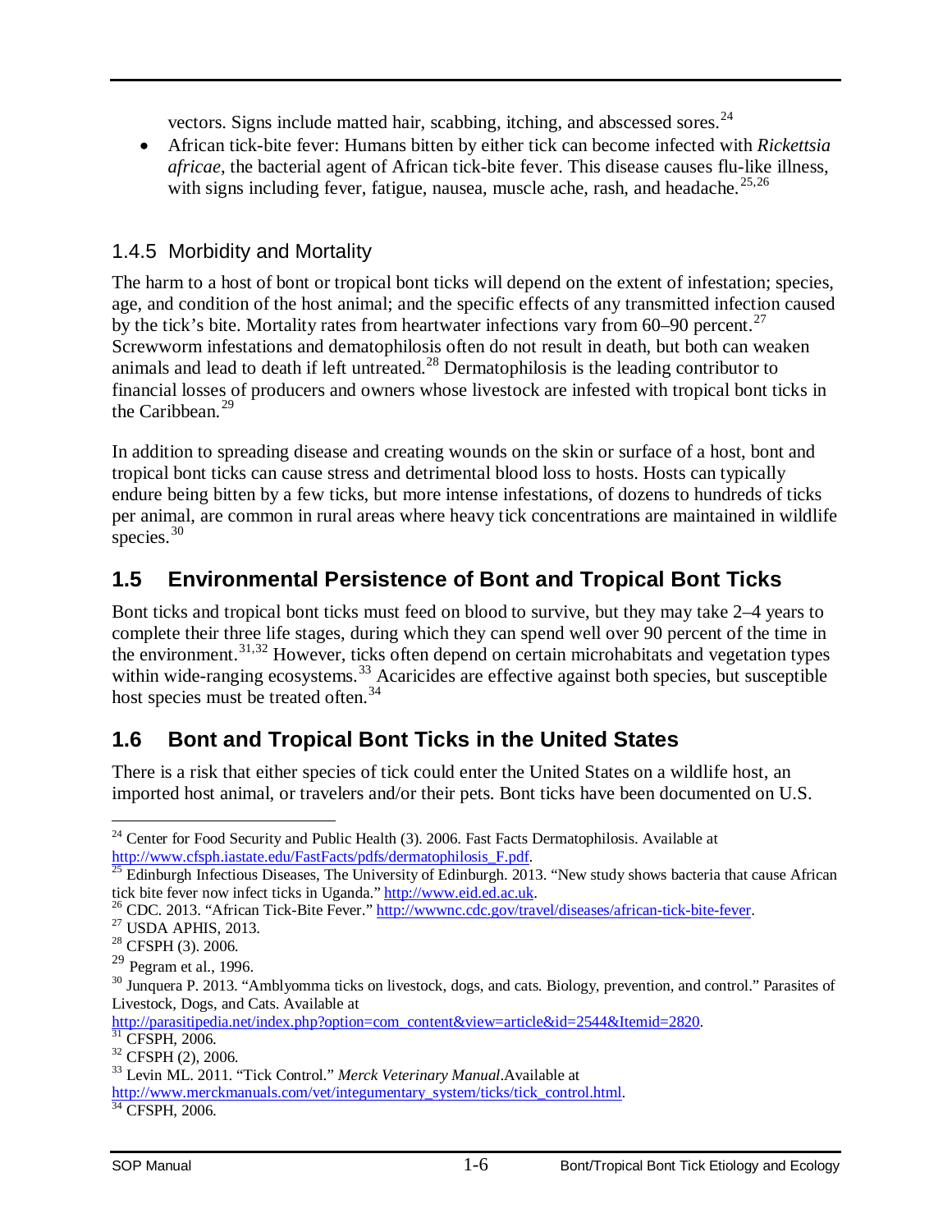vectors. Signs include matted hair, scabbing, itching, and abscessed sores.[24]

- African tick-bite fever: Humans bitten by either tick can become infected with *Rickettsia africae*, the bacterial agent of African tick-bite fever. This disease causes flu-like illness, with signs including fever, fatigue, nausea, muscle ache, rash, and headache.[25,26]

### 1.4.5 Morbidity and Mortality

The harm to a host of bont or tropical bont ticks will depend on the extent of infestation; species, age, and condition of the host animal; and the specific effects of any transmitted infection caused by the tick's bite. Mortality rates from heartwater infections vary from 60–90 percent.[27] Screwworm infestations and dematophilosis often do not result in death, but both can weaken animals and lead to death if left untreated.[28] Dermatophilosis is the leading contributor to financial losses of producers and owners whose livestock are infested with tropical bont ticks in the Caribbean.[29]

In addition to spreading disease and creating wounds on the skin or surface of a host, bont and tropical bont ticks can cause stress and detrimental blood loss to hosts. Hosts can typically endure being bitten by a few ticks, but more intense infestations, of dozens to hundreds of ticks per animal, are common in rural areas where heavy tick concentrations are maintained in wildlife species.[30]

## 1.5 Environmental Persistence of Bont and Tropical Bont Ticks

Bont ticks and tropical bont ticks must feed on blood to survive, but they may take 2–4 years to complete their three life stages, during which they can spend well over 90 percent of the time in the environment.[31,32] However, ticks often depend on certain microhabitats and vegetation types within wide-ranging ecosystems.[33] Acaricides are effective against both species, but susceptible host species must be treated often.[34]

## 1.6 Bont and Tropical Bont Ticks in the United States

There is a risk that either species of tick could enter the United States on a wildlife host, an imported host animal, or travelers and/or their pets. Bont ticks have been documented on U.S.

---

[24] Center for Food Security and Public Health (3). 2006. Fast Facts Dermatophilosis. Available at http://www.cfsph.iastate.edu/FastFacts/pdfs/dermatophilosis_F.pdf.

[25] Edinburgh Infectious Diseases, The University of Edinburgh. 2013. "New study shows bacteria that cause African tick bite fever now infect ticks in Uganda." http://www.eid.ed.ac.uk.

[26] CDC. 2013. "African Tick-Bite Fever." http://wwwnc.cdc.gov/travel/diseases/african-tick-bite-fever.

[27] USDA APHIS, 2013.

[28] CFSPH (3). 2006.

[29] Pegram et al., 1996.

[30] Junquera P. 2013. "Amblyomma ticks on livestock, dogs, and cats. Biology, prevention, and control." Parasites of Livestock, Dogs, and Cats. Available at http://parasitipedia.net/index.php?option=com_content&view=article&id=2544&Itemid=2820.

[31] CFSPH, 2006.

[32] CFSPH (2), 2006.

[33] Levin ML. 2011. "Tick Control." *Merck Veterinary Manual*.Available at http://www.merckmanuals.com/vet/integumentary_system/ticks/tick_control.html.

[34] CFSPH, 2006.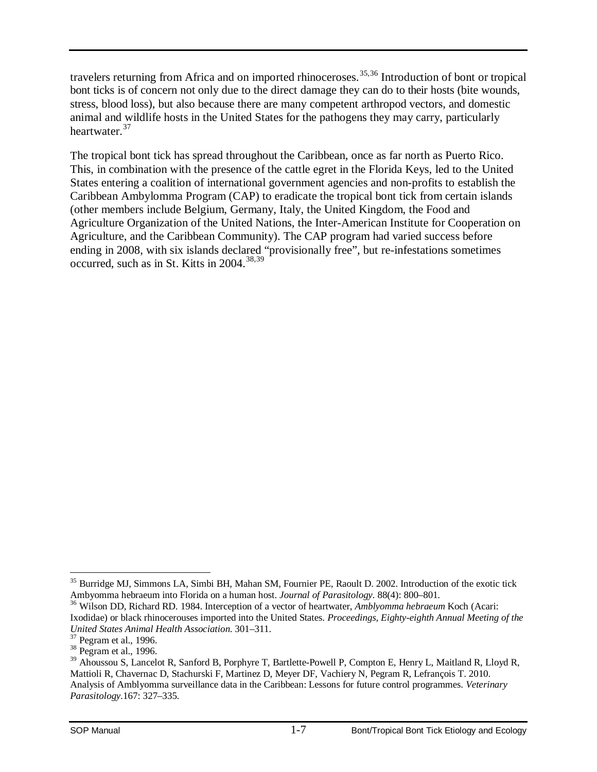travelers returning from Africa and on imported rhinoceroses.[35,36] Introduction of bont or tropical bont ticks is of concern not only due to the direct damage they can do to their hosts (bite wounds, stress, blood loss), but also because there are many competent arthropod vectors, and domestic animal and wildlife hosts in the United States for the pathogens they may carry, particularly heartwater.[37]

The tropical bont tick has spread throughout the Caribbean, once as far north as Puerto Rico. This, in combination with the presence of the cattle egret in the Florida Keys, led to the United States entering a coalition of international government agencies and non-profits to establish the Caribbean Ambylomma Program (CAP) to eradicate the tropical bont tick from certain islands (other members include Belgium, Germany, Italy, the United Kingdom, the Food and Agriculture Organization of the United Nations, the Inter-American Institute for Cooperation on Agriculture, and the Caribbean Community). The CAP program had varied success before ending in 2008, with six islands declared "provisionally free", but re-infestations sometimes occurred, such as in St. Kitts in 2004.[38,39]

---

[35] Burridge MJ, Simmons LA, Simbi BH, Mahan SM, Fournier PE, Raoult D. 2002. Introduction of the exotic tick Ambyomma hebraeum into Florida on a human host. *Journal of Parasitology*. 88(4): 800–801.

[36] Wilson DD, Richard RD. 1984. Interception of a vector of heartwater, *Amblyomma hebraeum* Koch (Acari: Ixodidae) or black rhinocerouses imported into the United States. *Proceedings, Eighty-eighth Annual Meeting of the United States Animal Health Association.* 301–311.

[37] Pegram et al., 1996.

[38] Pegram et al., 1996.

[39] Ahoussou S, Lancelot R, Sanford B, Porphyre T, Bartlette-Powell P, Compton E, Henry L, Maitland R, Lloyd R, Mattioli R, Chavernac D, Stachurski F, Martinez D, Meyer DF, Vachiery N, Pegram R, Lefrançois T. 2010. Analysis of Amblyomma surveillance data in the Caribbean: Lessons for future control programmes. *Veterinary Parasitology*.167: 327–335.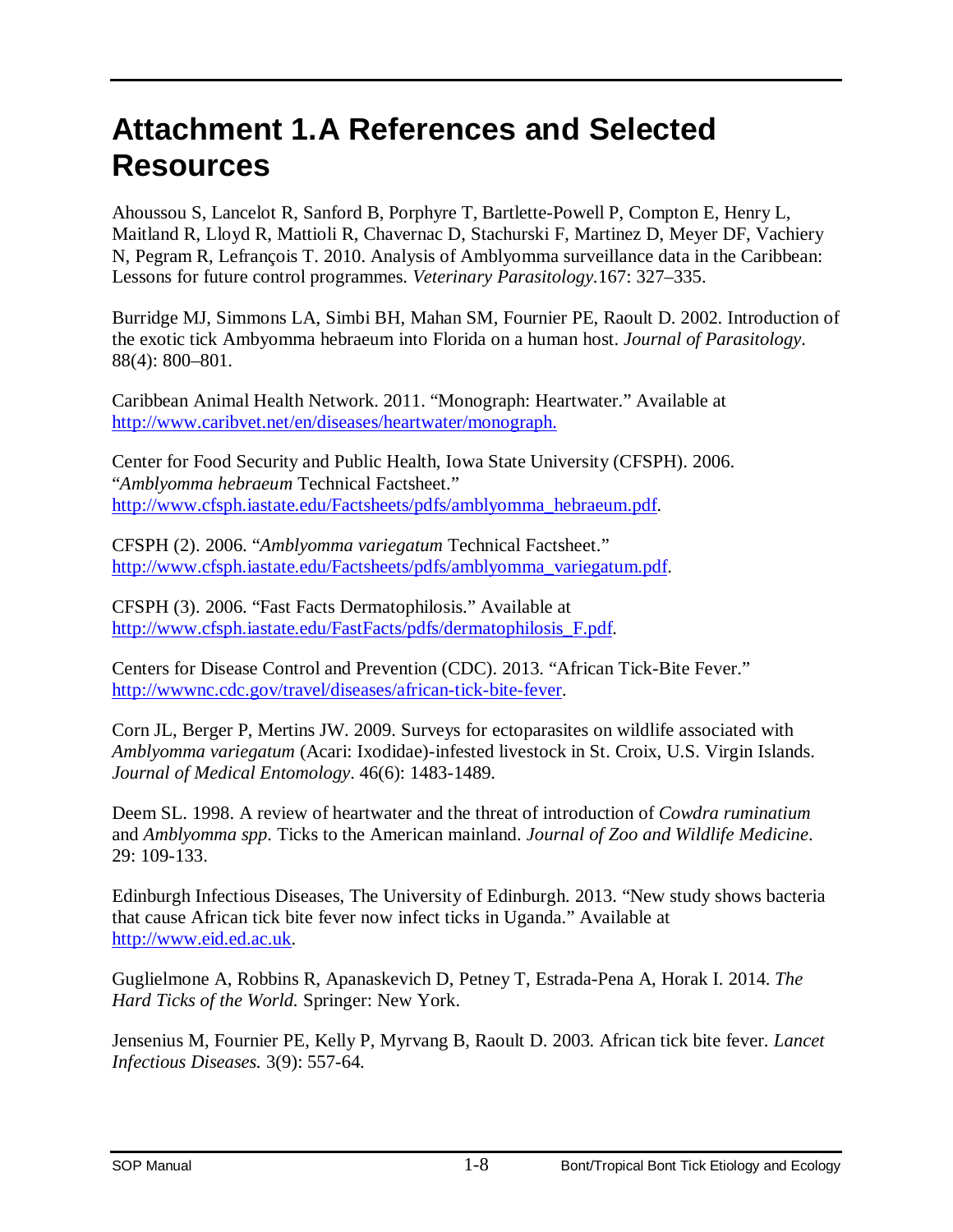# Attachment 1.A References and Selected Resources

Ahoussou S, Lancelot R, Sanford B, Porphyre T, Bartlette-Powell P, Compton E, Henry L, Maitland R, Lloyd R, Mattioli R, Chavernac D, Stachurski F, Martinez D, Meyer DF, Vachiery N, Pegram R, Lefrançois T. 2010. Analysis of Amblyomma surveillance data in the Caribbean: Lessons for future control programmes. *Veterinary Parasitology*.167: 327–335.

Burridge MJ, Simmons LA, Simbi BH, Mahan SM, Fournier PE, Raoult D. 2002. Introduction of the exotic tick Ambyomma hebraeum into Florida on a human host. *Journal of Parasitology*. 88(4): 800–801.

Caribbean Animal Health Network. 2011. "Monograph: Heartwater." Available at http://www.caribvet.net/en/diseases/heartwater/monograph.

Center for Food Security and Public Health, Iowa State University (CFSPH). 2006. "*Amblyomma hebraeum* Technical Factsheet." http://www.cfsph.iastate.edu/Factsheets/pdfs/amblyomma_hebraeum.pdf.

CFSPH (2). 2006. "*Amblyomma variegatum* Technical Factsheet." http://www.cfsph.iastate.edu/Factsheets/pdfs/amblyomma_variegatum.pdf.

CFSPH (3). 2006. "Fast Facts Dermatophilosis." Available at http://www.cfsph.iastate.edu/FastFacts/pdfs/dermatophilosis_F.pdf.

Centers for Disease Control and Prevention (CDC). 2013. "African Tick-Bite Fever." http://wwwnc.cdc.gov/travel/diseases/african-tick-bite-fever.

Corn JL, Berger P, Mertins JW. 2009. Surveys for ectoparasites on wildlife associated with *Amblyomma variegatum* (Acari: Ixodidae)-infested livestock in St. Croix, U.S. Virgin Islands. *Journal of Medical Entomology*. 46(6): 1483-1489.

Deem SL. 1998. A review of heartwater and the threat of introduction of *Cowdra ruminatium* and *Amblyomma spp.* Ticks to the American mainland. *Journal of Zoo and Wildlife Medicine*. 29: 109-133.

Edinburgh Infectious Diseases, The University of Edinburgh. 2013. "New study shows bacteria that cause African tick bite fever now infect ticks in Uganda." Available at http://www.eid.ed.ac.uk.

Guglielmone A, Robbins R, Apanaskevich D, Petney T, Estrada-Pena A, Horak I. 2014. *The Hard Ticks of the World.* Springer: New York.

Jensenius M, Fournier PE, Kelly P, Myrvang B, Raoult D. 2003. African tick bite fever. *Lancet Infectious Diseases.* 3(9): 557-64.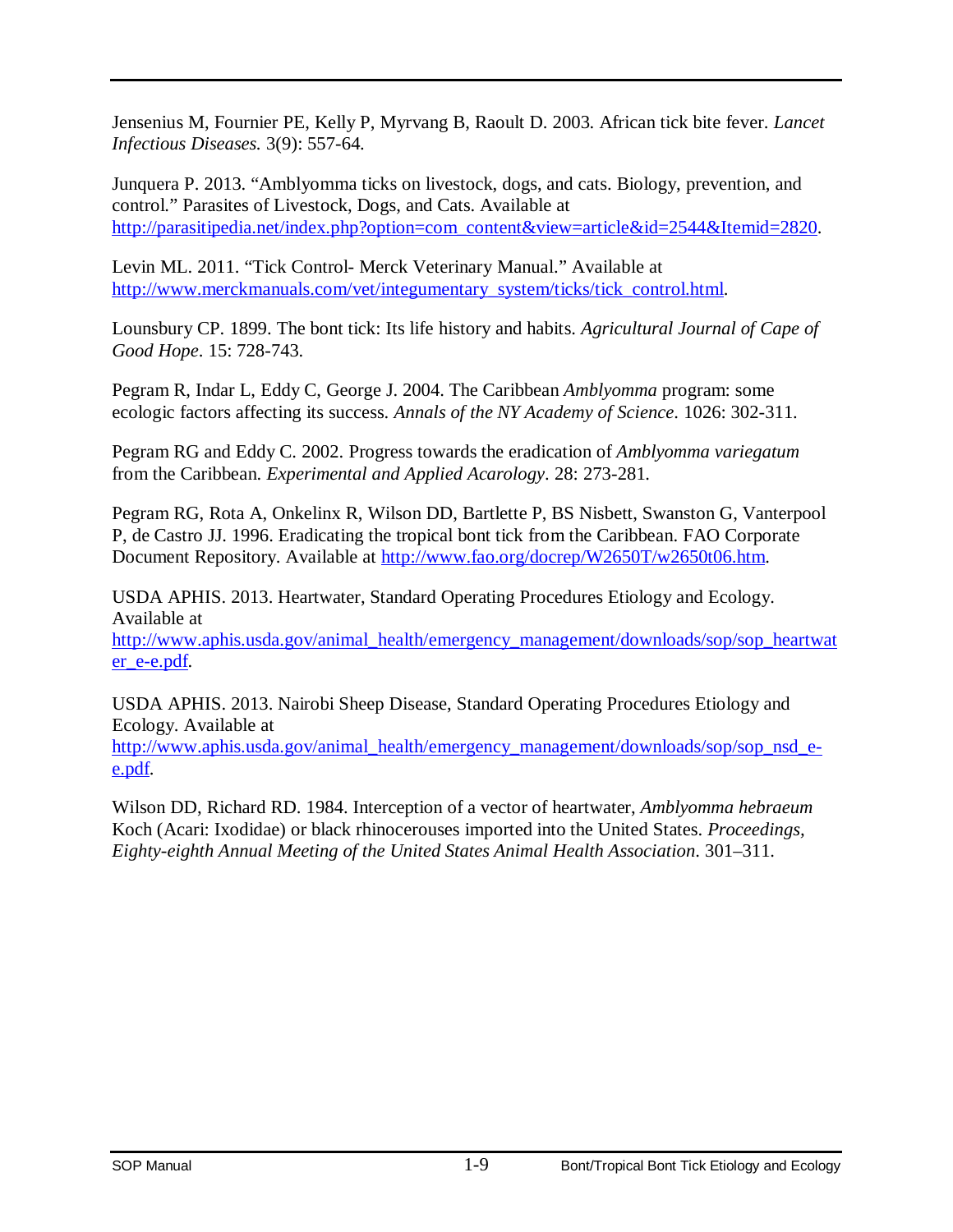Jensenius M, Fournier PE, Kelly P, Myrvang B, Raoult D. 2003. African tick bite fever. *Lancet Infectious Diseases.* 3(9): 557-64.

Junquera P. 2013. "Amblyomma ticks on livestock, dogs, and cats. Biology, prevention, and control." Parasites of Livestock, Dogs, and Cats. Available at http://parasitipedia.net/index.php?option=com_content&view=article&id=2544&Itemid=2820.

Levin ML. 2011. "Tick Control- Merck Veterinary Manual." Available at http://www.merckmanuals.com/vet/integumentary_system/ticks/tick_control.html.

Lounsbury CP. 1899. The bont tick: Its life history and habits. *Agricultural Journal of Cape of Good Hope*. 15: 728-743.

Pegram R, Indar L, Eddy C, George J. 2004. The Caribbean *Amblyomma* program: some ecologic factors affecting its success. *Annals of the NY Academy of Science*. 1026: 302-311.

Pegram RG and Eddy C. 2002. Progress towards the eradication of *Amblyomma variegatum* from the Caribbean. *Experimental and Applied Acarology*. 28: 273-281.

Pegram RG, Rota A, Onkelinx R, Wilson DD, Bartlette P, BS Nisbett, Swanston G, Vanterpool P, de Castro JJ. 1996. Eradicating the tropical bont tick from the Caribbean. FAO Corporate Document Repository. Available at http://www.fao.org/docrep/W2650T/w2650t06.htm.

USDA APHIS. 2013. Heartwater, Standard Operating Procedures Etiology and Ecology. Available at http://www.aphis.usda.gov/animal_health/emergency_management/downloads/sop/sop_heartwater_e-e.pdf.

USDA APHIS. 2013. Nairobi Sheep Disease, Standard Operating Procedures Etiology and Ecology. Available at http://www.aphis.usda.gov/animal_health/emergency_management/downloads/sop/sop_nsd_e-e.pdf.

Wilson DD, Richard RD. 1984. Interception of a vector of heartwater, *Amblyomma hebraeum* Koch (Acari: Ixodidae) or black rhinocerouses imported into the United States. *Proceedings, Eighty-eighth Annual Meeting of the United States Animal Health Association*. 301–311.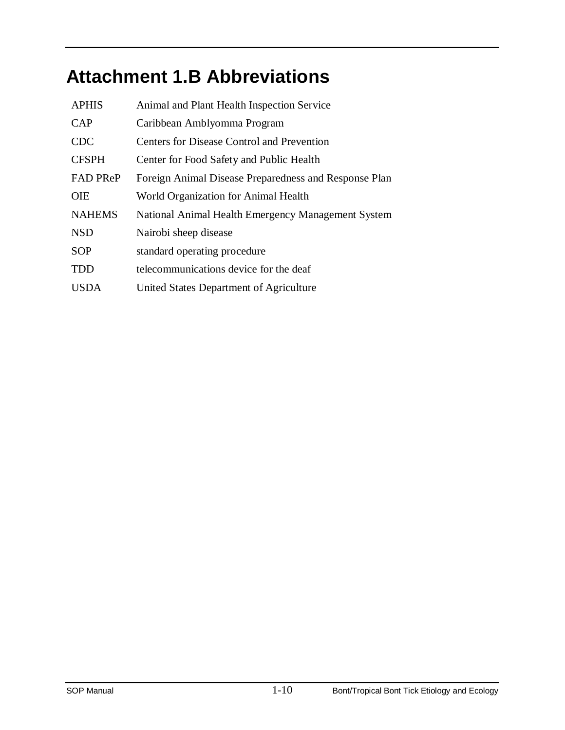# Attachment 1.B Abbreviations

| | |
|---|---|
| APHIS | Animal and Plant Health Inspection Service |
| CAP | Caribbean Amblyomma Program |
| CDC | Centers for Disease Control and Prevention |
| CFSPH | Center for Food Safety and Public Health |
| FAD PReP | Foreign Animal Disease Preparedness and Response Plan |
| OIE | World Organization for Animal Health |
| NAHEMS | National Animal Health Emergency Management System |
| NSD | Nairobi sheep disease |
| SOP | standard operating procedure |
| TDD | telecommunications device for the deaf |
| USDA | United States Department of Agriculture |